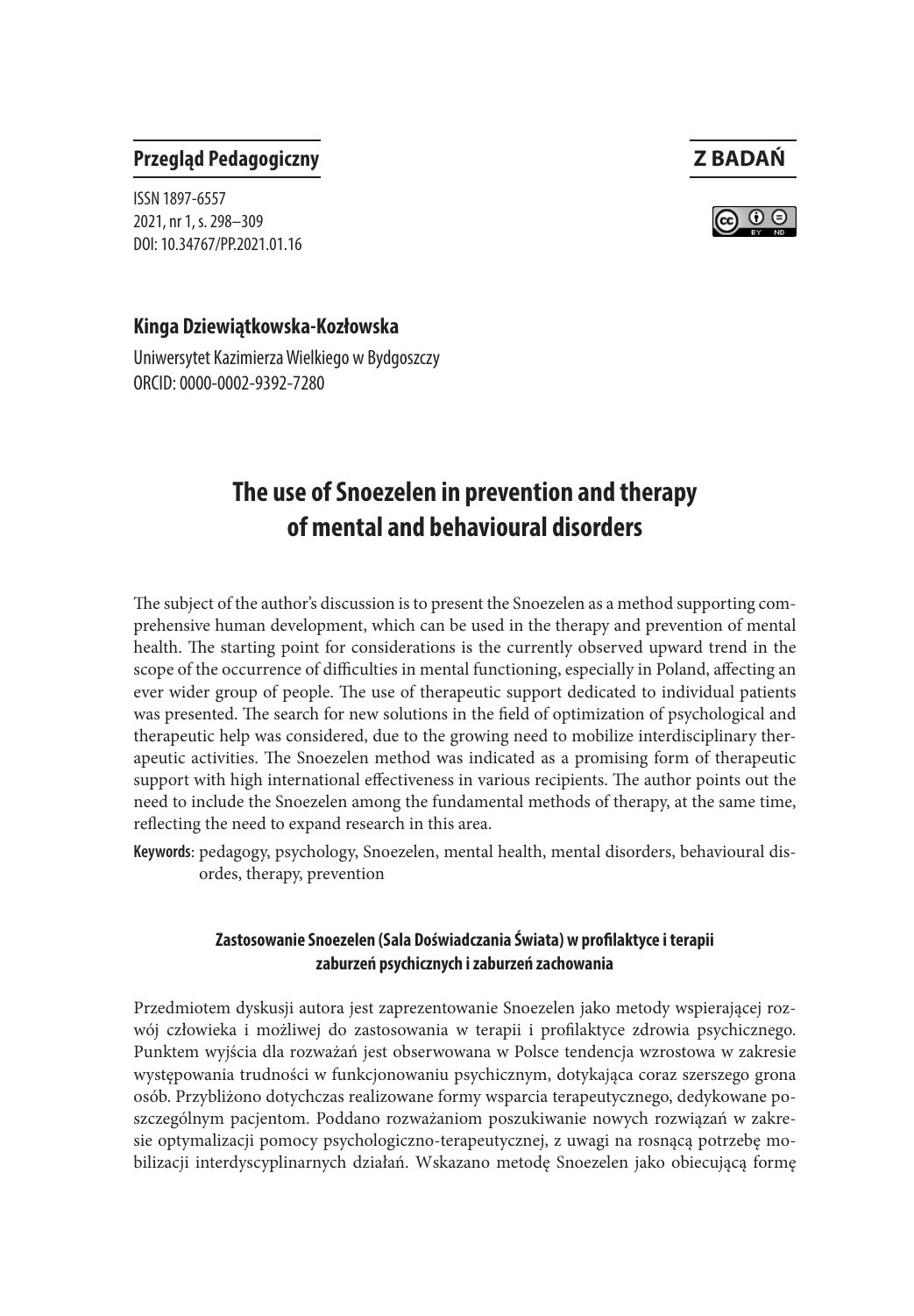**Przegląd Pedagogiczny**

**Z BADAŃ**

ISSN 1897-6557
2021, nr 1, s. 298–309
DOI: 10.34767/PP.2021.01.16

**Kinga Dziewiątkowska-Kozłowska**

Uniwersytet Kazimierza Wielkiego w Bydgoszczy
ORCID: 0000-0002-9392-7280

# The use of Snoezelen in prevention and therapy of mental and behavioural disorders

The subject of the author's discussion is to present the Snoezelen as a method supporting comprehensive human development, which can be used in the therapy and prevention of mental health. The starting point for considerations is the currently observed upward trend in the scope of the occurrence of difficulties in mental functioning, especially in Poland, affecting an ever wider group of people. The use of therapeutic support dedicated to individual patients was presented. The search for new solutions in the field of optimization of psychological and therapeutic help was considered, due to the growing need to mobilize interdisciplinary therapeutic activities. The Snoezelen method was indicated as a promising form of therapeutic support with high international effectiveness in various recipients. The author points out the need to include the Snoezelen among the fundamental methods of therapy, at the same time, reflecting the need to expand research in this area.

**Keywords**: pedagogy, psychology, Snoezelen, mental health, mental disorders, behavioural disordes, therapy, prevention

### Zastosowanie Snoezelen (Sala Doświadczania Świata) w profilaktyce i terapii zaburzeń psychicznych i zaburzeń zachowania

Przedmiotem dyskusji autora jest zaprezentowanie Snoezelen jako metody wspierającej rozwój człowieka i możliwej do zastosowania w terapii i profilaktyce zdrowia psychicznego. Punktem wyjścia dla rozważań jest obserwowana w Polsce tendencja wzrostowa w zakresie występowania trudności w funkcjonowaniu psychicznym, dotykająca coraz szerszego grona osób. Przybliżono dotychczas realizowane formy wsparcia terapeutycznego, dedykowane poszczególnym pacjentom. Poddano rozważaniom poszukiwanie nowych rozwiązań w zakresie optymalizacji pomocy psychologiczno-terapeutycznej, z uwagi na rosnącą potrzebę mobilizacji interdyscyplinarnych działań. Wskazano metodę Snoezelen jako obiecującą formę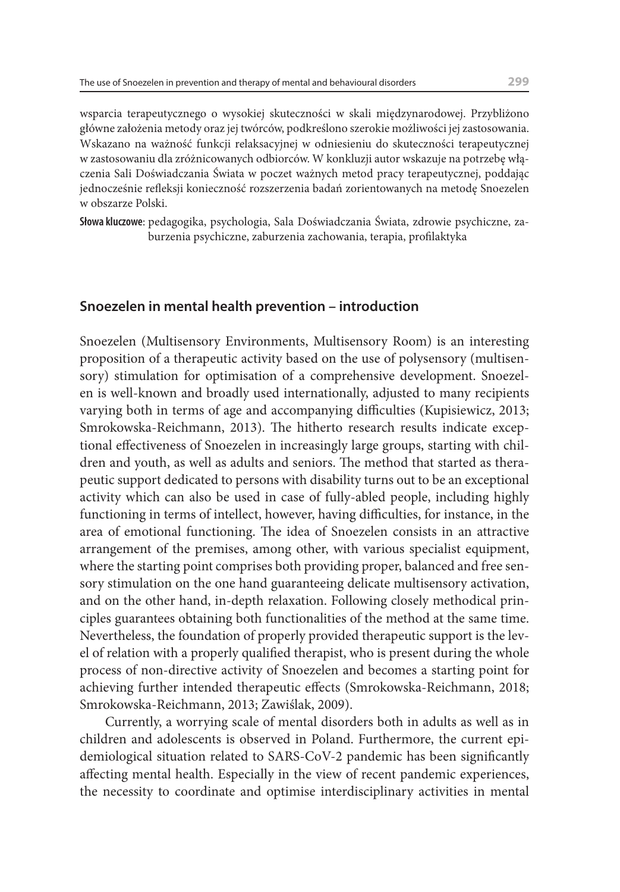wsparcia terapeutycznego o wysokiej skuteczności w skali międzynarodowej. Przybliżono główne założenia metody oraz jej twórców, podkreślono szerokie możliwości jej zastosowania. Wskazano na ważność funkcji relaksacyjnej w odniesieniu do skuteczności terapeutycznej w zastosowaniu dla zróżnicowanych odbiorców. W konkluzji autor wskazuje na potrzebę włączenia Sali Doświadczania Świata w poczet ważnych metod pracy terapeutycznej, poddając jednocześnie refleksji konieczność rozszerzenia badań zorientowanych na metodę Snoezelen w obszarze Polski.

**Słowa kluczowe**: pedagogika, psychologia, Sala Doświadczania Świata, zdrowie psychiczne, zaburzenia psychiczne, zaburzenia zachowania, terapia, profilaktyka

## Snoezelen in mental health prevention – introduction

Snoezelen (Multisensory Environments, Multisensory Room) is an interesting proposition of a therapeutic activity based on the use of polysensory (multisensory) stimulation for optimisation of a comprehensive development. Snoezelen is well-known and broadly used internationally, adjusted to many recipients varying both in terms of age and accompanying difficulties (Kupisiewicz, 2013; Smrokowska-Reichmann, 2013). The hitherto research results indicate exceptional effectiveness of Snoezelen in increasingly large groups, starting with children and youth, as well as adults and seniors. The method that started as therapeutic support dedicated to persons with disability turns out to be an exceptional activity which can also be used in case of fully-abled people, including highly functioning in terms of intellect, however, having difficulties, for instance, in the area of emotional functioning. The idea of Snoezelen consists in an attractive arrangement of the premises, among other, with various specialist equipment, where the starting point comprises both providing proper, balanced and free sensory stimulation on the one hand guaranteeing delicate multisensory activation, and on the other hand, in-depth relaxation. Following closely methodical principles guarantees obtaining both functionalities of the method at the same time. Nevertheless, the foundation of properly provided therapeutic support is the level of relation with a properly qualified therapist, who is present during the whole process of non-directive activity of Snoezelen and becomes a starting point for achieving further intended therapeutic effects (Smrokowska-Reichmann, 2018; Smrokowska-Reichmann, 2013; Zawiślak, 2009).

Currently, a worrying scale of mental disorders both in adults as well as in children and adolescents is observed in Poland. Furthermore, the current epidemiological situation related to SARS-CoV-2 pandemic has been significantly affecting mental health. Especially in the view of recent pandemic experiences, the necessity to coordinate and optimise interdisciplinary activities in mental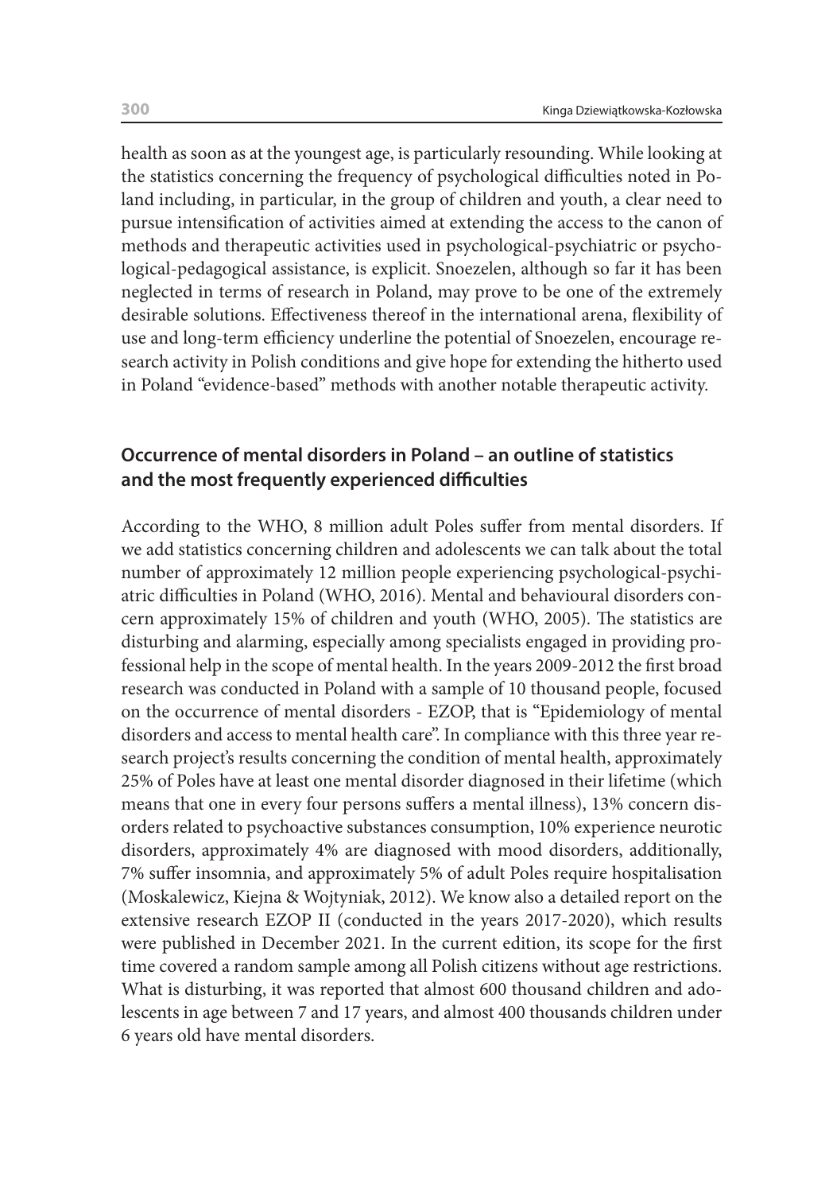health as soon as at the youngest age, is particularly resounding. While looking at the statistics concerning the frequency of psychological difficulties noted in Poland including, in particular, in the group of children and youth, a clear need to pursue intensification of activities aimed at extending the access to the canon of methods and therapeutic activities used in psychological-psychiatric or psychological-pedagogical assistance, is explicit. Snoezelen, although so far it has been neglected in terms of research in Poland, may prove to be one of the extremely desirable solutions. Effectiveness thereof in the international arena, flexibility of use and long-term efficiency underline the potential of Snoezelen, encourage research activity in Polish conditions and give hope for extending the hitherto used in Poland "evidence-based" methods with another notable therapeutic activity.

## Occurrence of mental disorders in Poland – an outline of statistics and the most frequently experienced difficulties

According to the WHO, 8 million adult Poles suffer from mental disorders. If we add statistics concerning children and adolescents we can talk about the total number of approximately 12 million people experiencing psychological-psychiatric difficulties in Poland (WHO, 2016). Mental and behavioural disorders concern approximately 15% of children and youth (WHO, 2005). The statistics are disturbing and alarming, especially among specialists engaged in providing professional help in the scope of mental health. In the years 2009-2012 the first broad research was conducted in Poland with a sample of 10 thousand people, focused on the occurrence of mental disorders - EZOP, that is "Epidemiology of mental disorders and access to mental health care". In compliance with this three year research project's results concerning the condition of mental health, approximately 25% of Poles have at least one mental disorder diagnosed in their lifetime (which means that one in every four persons suffers a mental illness), 13% concern disorders related to psychoactive substances consumption, 10% experience neurotic disorders, approximately 4% are diagnosed with mood disorders, additionally, 7% suffer insomnia, and approximately 5% of adult Poles require hospitalisation (Moskalewicz, Kiejna & Wojtyniak, 2012). We know also a detailed report on the extensive research EZOP II (conducted in the years 2017-2020), which results were published in December 2021. In the current edition, its scope for the first time covered a random sample among all Polish citizens without age restrictions. What is disturbing, it was reported that almost 600 thousand children and adolescents in age between 7 and 17 years, and almost 400 thousands children under 6 years old have mental disorders.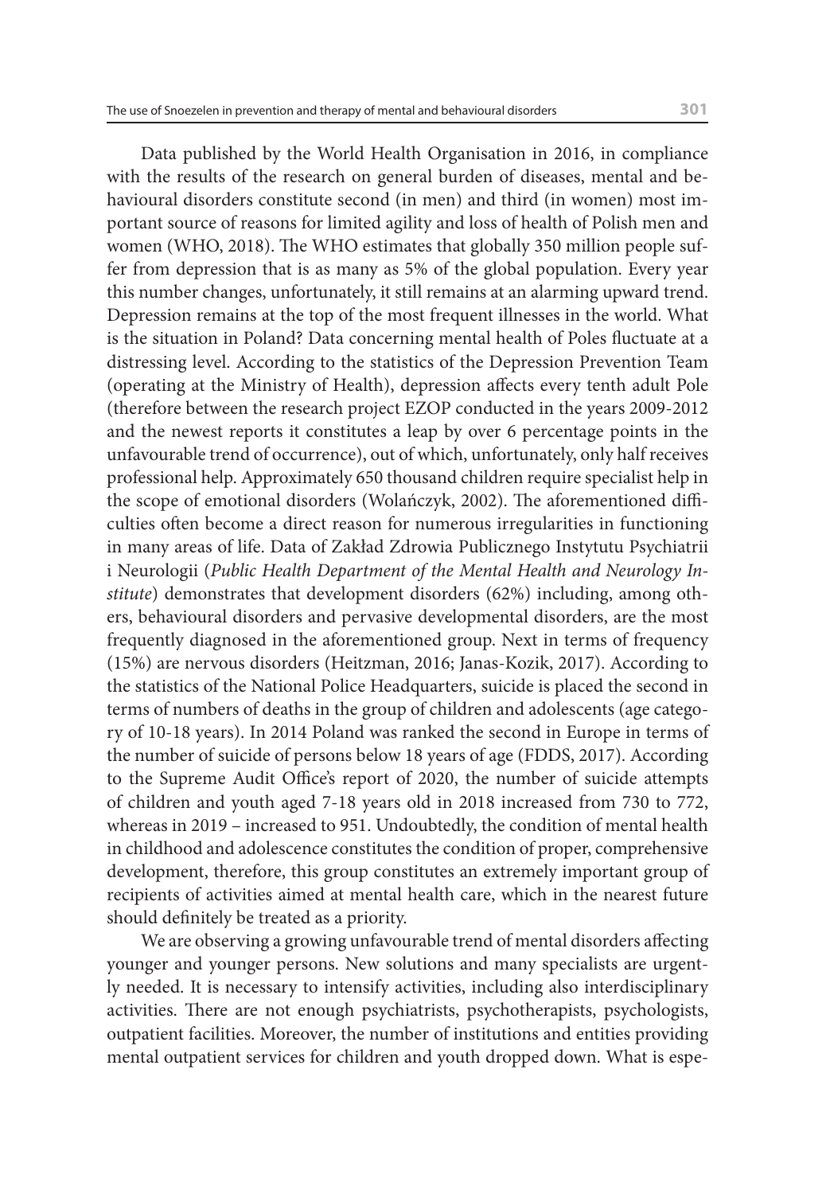Data published by the World Health Organisation in 2016, in compliance with the results of the research on general burden of diseases, mental and behavioural disorders constitute second (in men) and third (in women) most important source of reasons for limited agility and loss of health of Polish men and women (WHO, 2018). The WHO estimates that globally 350 million people suffer from depression that is as many as 5% of the global population. Every year this number changes, unfortunately, it still remains at an alarming upward trend. Depression remains at the top of the most frequent illnesses in the world. What is the situation in Poland? Data concerning mental health of Poles fluctuate at a distressing level. According to the statistics of the Depression Prevention Team (operating at the Ministry of Health), depression affects every tenth adult Pole (therefore between the research project EZOP conducted in the years 2009-2012 and the newest reports it constitutes a leap by over 6 percentage points in the unfavourable trend of occurrence), out of which, unfortunately, only half receives professional help. Approximately 650 thousand children require specialist help in the scope of emotional disorders (Wolańczyk, 2002). The aforementioned difficulties often become a direct reason for numerous irregularities in functioning in many areas of life. Data of Zakład Zdrowia Publicznego Instytutu Psychiatrii i Neurologii (*Public Health Department of the Mental Health and Neurology Institute*) demonstrates that development disorders (62%) including, among others, behavioural disorders and pervasive developmental disorders, are the most frequently diagnosed in the aforementioned group. Next in terms of frequency (15%) are nervous disorders (Heitzman, 2016; Janas-Kozik, 2017). According to the statistics of the National Police Headquarters, suicide is placed the second in terms of numbers of deaths in the group of children and adolescents (age category of 10-18 years). In 2014 Poland was ranked the second in Europe in terms of the number of suicide of persons below 18 years of age (FDDS, 2017). According to the Supreme Audit Office's report of 2020, the number of suicide attempts of children and youth aged 7-18 years old in 2018 increased from 730 to 772, whereas in 2019 – increased to 951. Undoubtedly, the condition of mental health in childhood and adolescence constitutes the condition of proper, comprehensive development, therefore, this group constitutes an extremely important group of recipients of activities aimed at mental health care, which in the nearest future should definitely be treated as a priority.

We are observing a growing unfavourable trend of mental disorders affecting younger and younger persons. New solutions and many specialists are urgently needed. It is necessary to intensify activities, including also interdisciplinary activities. There are not enough psychiatrists, psychotherapists, psychologists, outpatient facilities. Moreover, the number of institutions and entities providing mental outpatient services for children and youth dropped down. What is espe-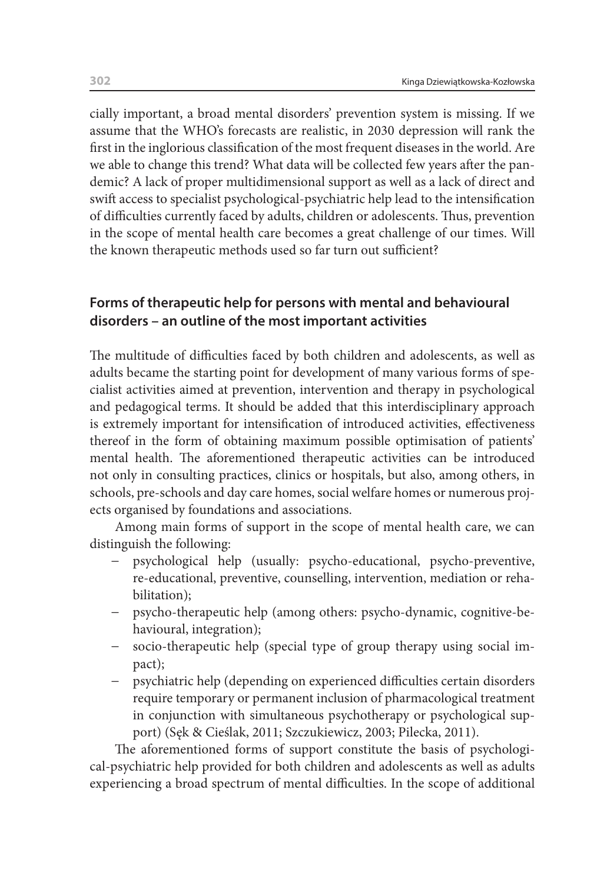cially important, a broad mental disorders' prevention system is missing. If we assume that the WHO's forecasts are realistic, in 2030 depression will rank the first in the inglorious classification of the most frequent diseases in the world. Are we able to change this trend? What data will be collected few years after the pandemic? A lack of proper multidimensional support as well as a lack of direct and swift access to specialist psychological-psychiatric help lead to the intensification of difficulties currently faced by adults, children or adolescents. Thus, prevention in the scope of mental health care becomes a great challenge of our times. Will the known therapeutic methods used so far turn out sufficient?

## Forms of therapeutic help for persons with mental and behavioural disorders – an outline of the most important activities

The multitude of difficulties faced by both children and adolescents, as well as adults became the starting point for development of many various forms of specialist activities aimed at prevention, intervention and therapy in psychological and pedagogical terms. It should be added that this interdisciplinary approach is extremely important for intensification of introduced activities, effectiveness thereof in the form of obtaining maximum possible optimisation of patients' mental health. The aforementioned therapeutic activities can be introduced not only in consulting practices, clinics or hospitals, but also, among others, in schools, pre-schools and day care homes, social welfare homes or numerous projects organised by foundations and associations.

Among main forms of support in the scope of mental health care, we can distinguish the following:

- psychological help (usually: psycho-educational, psycho-preventive, re-educational, preventive, counselling, intervention, mediation or rehabilitation);
- psycho-therapeutic help (among others: psycho-dynamic, cognitive-behavioural, integration);
- socio-therapeutic help (special type of group therapy using social impact);
- psychiatric help (depending on experienced difficulties certain disorders require temporary or permanent inclusion of pharmacological treatment in conjunction with simultaneous psychotherapy or psychological support) (Sęk & Cieślak, 2011; Szczukiewicz, 2003; Pilecka, 2011).

The aforementioned forms of support constitute the basis of psychological-psychiatric help provided for both children and adolescents as well as adults experiencing a broad spectrum of mental difficulties. In the scope of additional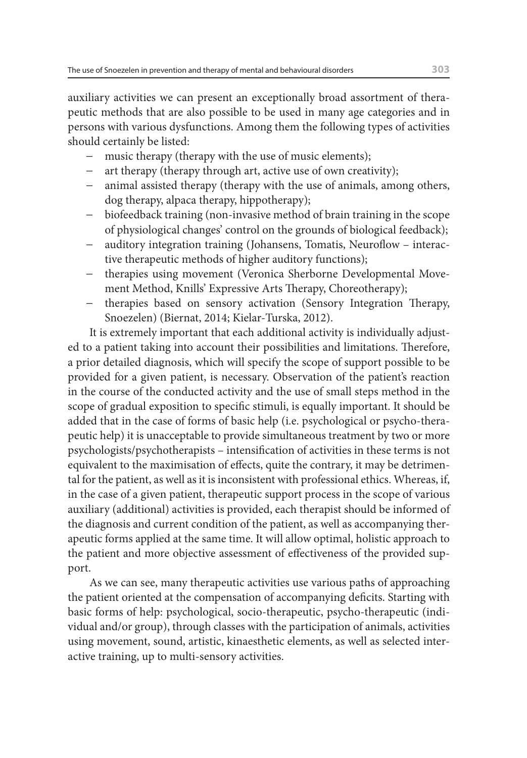auxiliary activities we can present an exceptionally broad assortment of therapeutic methods that are also possible to be used in many age categories and in persons with various dysfunctions. Among them the following types of activities should certainly be listed:

- music therapy (therapy with the use of music elements);
- art therapy (therapy through art, active use of own creativity);
- animal assisted therapy (therapy with the use of animals, among others, dog therapy, alpaca therapy, hippotherapy);
- biofeedback training (non-invasive method of brain training in the scope of physiological changes' control on the grounds of biological feedback);
- auditory integration training (Johansens, Tomatis, Neuroflow – interactive therapeutic methods of higher auditory functions);
- therapies using movement (Veronica Sherborne Developmental Movement Method, Knills' Expressive Arts Therapy, Choreotherapy);
- therapies based on sensory activation (Sensory Integration Therapy, Snoezelen) (Biernat, 2014; Kielar-Turska, 2012).

It is extremely important that each additional activity is individually adjusted to a patient taking into account their possibilities and limitations. Therefore, a prior detailed diagnosis, which will specify the scope of support possible to be provided for a given patient, is necessary. Observation of the patient's reaction in the course of the conducted activity and the use of small steps method in the scope of gradual exposition to specific stimuli, is equally important. It should be added that in the case of forms of basic help (i.e. psychological or psycho-therapeutic help) it is unacceptable to provide simultaneous treatment by two or more psychologists/psychotherapists – intensification of activities in these terms is not equivalent to the maximisation of effects, quite the contrary, it may be detrimental for the patient, as well as it is inconsistent with professional ethics. Whereas, if, in the case of a given patient, therapeutic support process in the scope of various auxiliary (additional) activities is provided, each therapist should be informed of the diagnosis and current condition of the patient, as well as accompanying therapeutic forms applied at the same time. It will allow optimal, holistic approach to the patient and more objective assessment of effectiveness of the provided support.

As we can see, many therapeutic activities use various paths of approaching the patient oriented at the compensation of accompanying deficits. Starting with basic forms of help: psychological, socio-therapeutic, psycho-therapeutic (individual and/or group), through classes with the participation of animals, activities using movement, sound, artistic, kinaesthetic elements, as well as selected interactive training, up to multi-sensory activities.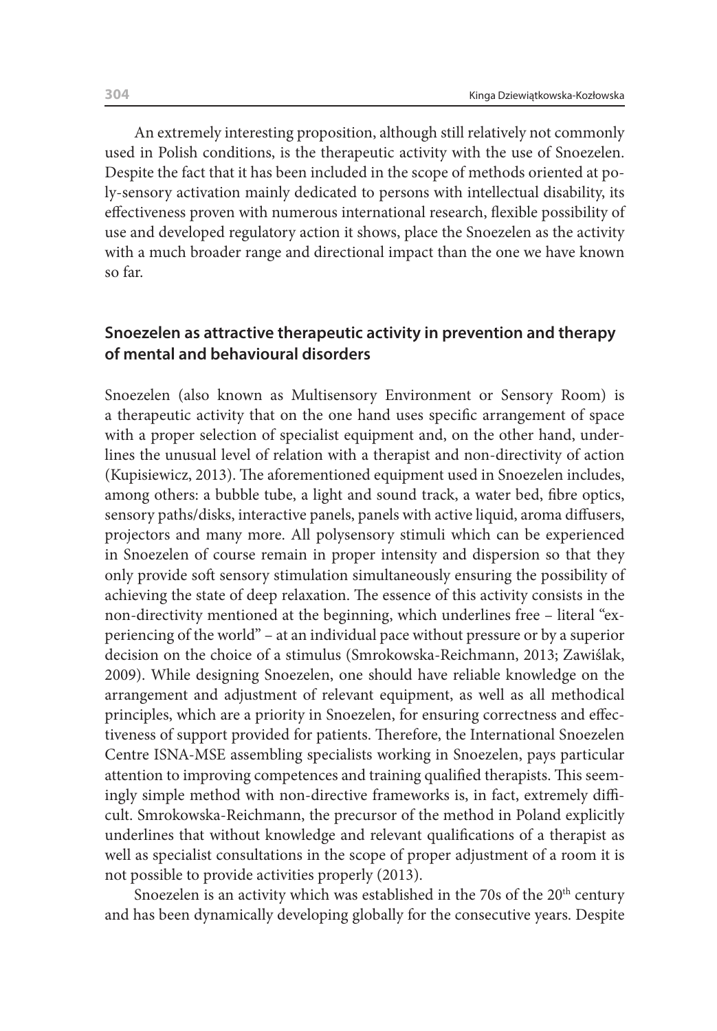An extremely interesting proposition, although still relatively not commonly used in Polish conditions, is the therapeutic activity with the use of Snoezelen. Despite the fact that it has been included in the scope of methods oriented at poly-sensory activation mainly dedicated to persons with intellectual disability, its effectiveness proven with numerous international research, flexible possibility of use and developed regulatory action it shows, place the Snoezelen as the activity with a much broader range and directional impact than the one we have known so far.

## Snoezelen as attractive therapeutic activity in prevention and therapy of mental and behavioural disorders

Snoezelen (also known as Multisensory Environment or Sensory Room) is a therapeutic activity that on the one hand uses specific arrangement of space with a proper selection of specialist equipment and, on the other hand, underlines the unusual level of relation with a therapist and non-directivity of action (Kupisiewicz, 2013). The aforementioned equipment used in Snoezelen includes, among others: a bubble tube, a light and sound track, a water bed, fibre optics, sensory paths/disks, interactive panels, panels with active liquid, aroma diffusers, projectors and many more. All polysensory stimuli which can be experienced in Snoezelen of course remain in proper intensity and dispersion so that they only provide soft sensory stimulation simultaneously ensuring the possibility of achieving the state of deep relaxation. The essence of this activity consists in the non-directivity mentioned at the beginning, which underlines free – literal "experiencing of the world" – at an individual pace without pressure or by a superior decision on the choice of a stimulus (Smrokowska-Reichmann, 2013; Zawiślak, 2009). While designing Snoezelen, one should have reliable knowledge on the arrangement and adjustment of relevant equipment, as well as all methodical principles, which are a priority in Snoezelen, for ensuring correctness and effectiveness of support provided for patients. Therefore, the International Snoezelen Centre ISNA-MSE assembling specialists working in Snoezelen, pays particular attention to improving competences and training qualified therapists. This seemingly simple method with non-directive frameworks is, in fact, extremely difficult. Smrokowska-Reichmann, the precursor of the method in Poland explicitly underlines that without knowledge and relevant qualifications of a therapist as well as specialist consultations in the scope of proper adjustment of a room it is not possible to provide activities properly (2013).

Snoezelen is an activity which was established in the 70s of the 20th century and has been dynamically developing globally for the consecutive years. Despite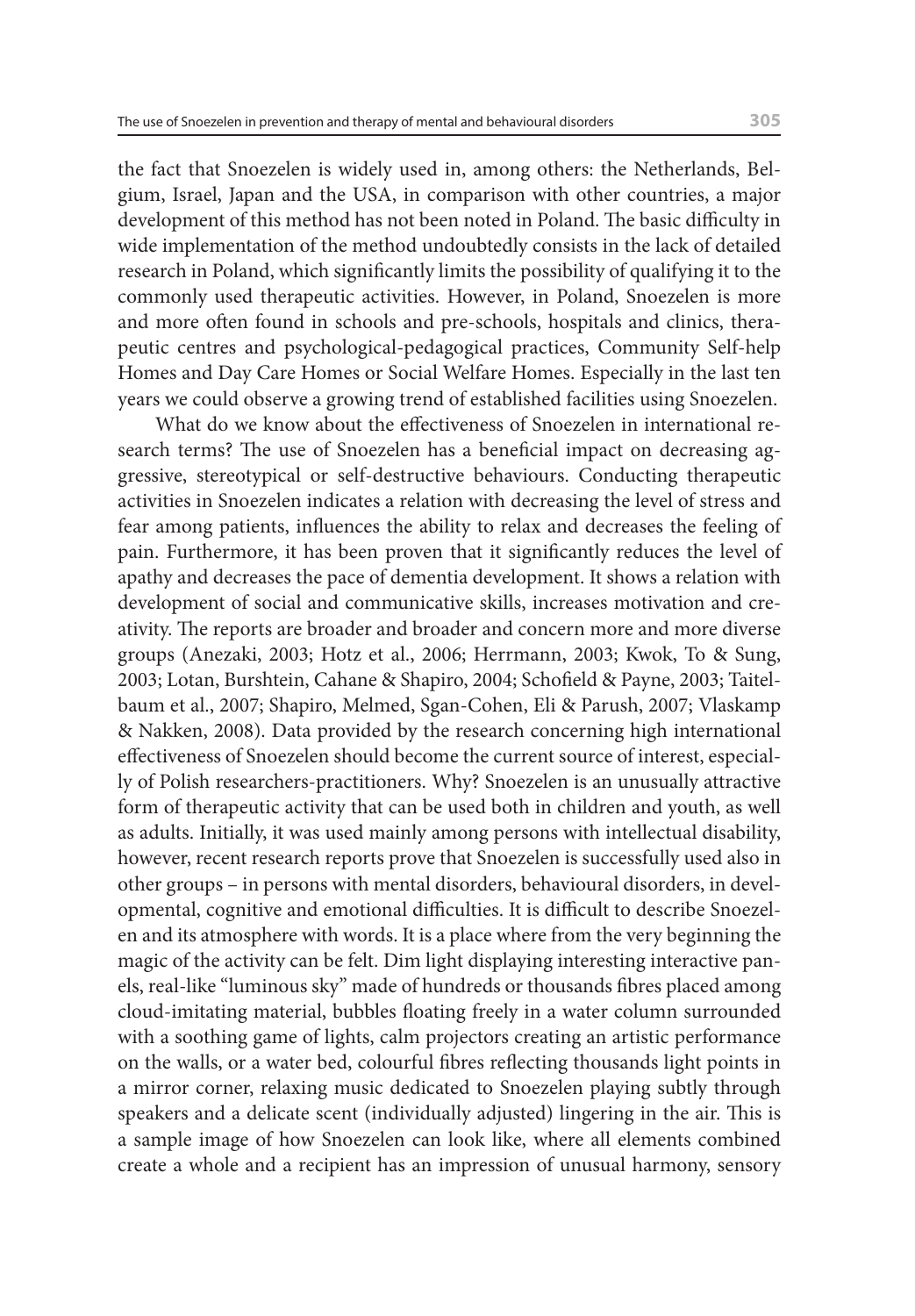the fact that Snoezelen is widely used in, among others: the Netherlands, Belgium, Israel, Japan and the USA, in comparison with other countries, a major development of this method has not been noted in Poland. The basic difficulty in wide implementation of the method undoubtedly consists in the lack of detailed research in Poland, which significantly limits the possibility of qualifying it to the commonly used therapeutic activities. However, in Poland, Snoezelen is more and more often found in schools and pre-schools, hospitals and clinics, therapeutic centres and psychological-pedagogical practices, Community Self-help Homes and Day Care Homes or Social Welfare Homes. Especially in the last ten years we could observe a growing trend of established facilities using Snoezelen.

What do we know about the effectiveness of Snoezelen in international research terms? The use of Snoezelen has a beneficial impact on decreasing aggressive, stereotypical or self-destructive behaviours. Conducting therapeutic activities in Snoezelen indicates a relation with decreasing the level of stress and fear among patients, influences the ability to relax and decreases the feeling of pain. Furthermore, it has been proven that it significantly reduces the level of apathy and decreases the pace of dementia development. It shows a relation with development of social and communicative skills, increases motivation and creativity. The reports are broader and broader and concern more and more diverse groups (Anezaki, 2003; Hotz et al., 2006; Herrmann, 2003; Kwok, To & Sung, 2003; Lotan, Burshtein, Cahane & Shapiro, 2004; Schofield & Payne, 2003; Taitelbaum et al., 2007; Shapiro, Melmed, Sgan-Cohen, Eli & Parush, 2007; Vlaskamp & Nakken, 2008). Data provided by the research concerning high international effectiveness of Snoezelen should become the current source of interest, especially of Polish researchers-practitioners. Why? Snoezelen is an unusually attractive form of therapeutic activity that can be used both in children and youth, as well as adults. Initially, it was used mainly among persons with intellectual disability, however, recent research reports prove that Snoezelen is successfully used also in other groups – in persons with mental disorders, behavioural disorders, in developmental, cognitive and emotional difficulties. It is difficult to describe Snoezelen and its atmosphere with words. It is a place where from the very beginning the magic of the activity can be felt. Dim light displaying interesting interactive panels, real-like "luminous sky" made of hundreds or thousands fibres placed among cloud-imitating material, bubbles floating freely in a water column surrounded with a soothing game of lights, calm projectors creating an artistic performance on the walls, or a water bed, colourful fibres reflecting thousands light points in a mirror corner, relaxing music dedicated to Snoezelen playing subtly through speakers and a delicate scent (individually adjusted) lingering in the air. This is a sample image of how Snoezelen can look like, where all elements combined create a whole and a recipient has an impression of unusual harmony, sensory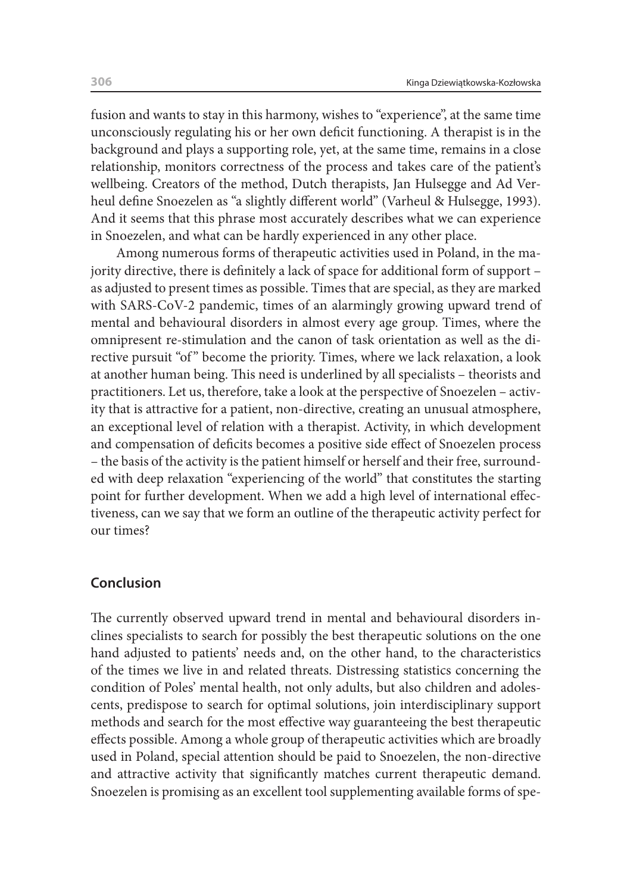fusion and wants to stay in this harmony, wishes to "experience", at the same time unconsciously regulating his or her own deficit functioning. A therapist is in the background and plays a supporting role, yet, at the same time, remains in a close relationship, monitors correctness of the process and takes care of the patient's wellbeing. Creators of the method, Dutch therapists, Jan Hulsegge and Ad Verheul define Snoezelen as "a slightly different world" (Varheul & Hulsegge, 1993). And it seems that this phrase most accurately describes what we can experience in Snoezelen, and what can be hardly experienced in any other place.

Among numerous forms of therapeutic activities used in Poland, in the majority directive, there is definitely a lack of space for additional form of support – as adjusted to present times as possible. Times that are special, as they are marked with SARS-CoV-2 pandemic, times of an alarmingly growing upward trend of mental and behavioural disorders in almost every age group. Times, where the omnipresent re-stimulation and the canon of task orientation as well as the directive pursuit "of" become the priority. Times, where we lack relaxation, a look at another human being. This need is underlined by all specialists – theorists and practitioners. Let us, therefore, take a look at the perspective of Snoezelen – activity that is attractive for a patient, non-directive, creating an unusual atmosphere, an exceptional level of relation with a therapist. Activity, in which development and compensation of deficits becomes a positive side effect of Snoezelen process – the basis of the activity is the patient himself or herself and their free, surrounded with deep relaxation "experiencing of the world" that constitutes the starting point for further development. When we add a high level of international effectiveness, can we say that we form an outline of the therapeutic activity perfect for our times?

## Conclusion

The currently observed upward trend in mental and behavioural disorders inclines specialists to search for possibly the best therapeutic solutions on the one hand adjusted to patients' needs and, on the other hand, to the characteristics of the times we live in and related threats. Distressing statistics concerning the condition of Poles' mental health, not only adults, but also children and adolescents, predispose to search for optimal solutions, join interdisciplinary support methods and search for the most effective way guaranteeing the best therapeutic effects possible. Among a whole group of therapeutic activities which are broadly used in Poland, special attention should be paid to Snoezelen, the non-directive and attractive activity that significantly matches current therapeutic demand. Snoezelen is promising as an excellent tool supplementing available forms of spe-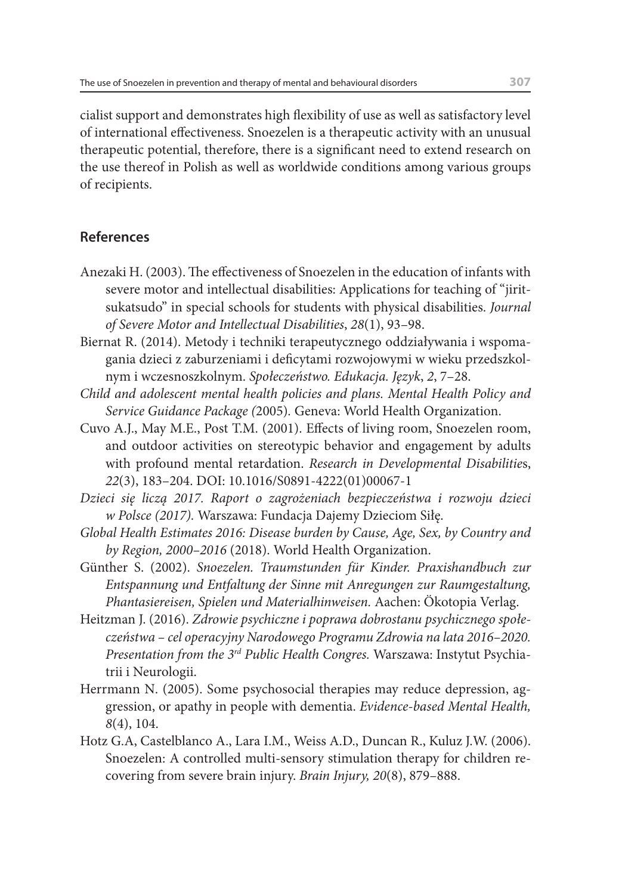cialist support and demonstrates high flexibility of use as well as satisfactory level of international effectiveness. Snoezelen is a therapeutic activity with an unusual therapeutic potential, therefore, there is a significant need to extend research on the use thereof in Polish as well as worldwide conditions among various groups of recipients.

## References

Anezaki H. (2003). The effectiveness of Snoezelen in the education of infants with severe motor and intellectual disabilities: Applications for teaching of "jiritsukatsudo" in special schools for students with physical disabilities. *Journal of Severe Motor and Intellectual Disabilities*, *28*(1), 93–98.

Biernat R. (2014). Metody i techniki terapeutycznego oddziaływania i wspomagania dzieci z zaburzeniami i deficytami rozwojowymi w wieku przedszkolnym i wczesnoszkolnym. *Społeczeństwo. Edukacja. Język*, *2*, 7–28.

*Child and adolescent mental health policies and plans. Mental Health Policy and Service Guidance Package (*2005)*.* Geneva: World Health Organization.

Cuvo A.J., May M.E., Post T.M. (2001). Effects of living room, Snoezelen room, and outdoor activities on stereotypic behavior and engagement by adults with profound mental retardation. *Research in Developmental Disabilities*, *22*(3), 183–204. DOI: 10.1016/S0891-4222(01)00067-1

*Dzieci się liczą 2017. Raport o zagrożeniach bezpieczeństwa i rozwoju dzieci w Polsce (2017).* Warszawa: Fundacja Dajemy Dzieciom Siłę.

*Global Health Estimates 2016: Disease burden by Cause, Age, Sex, by Country and by Region, 2000–2016* (2018). World Health Organization.

Günther S. (2002). *Snoezelen. Traumstunden für Kinder. Praxishandbuch zur Entspannung und Entfaltung der Sinne mit Anregungen zur Raumgestaltung, Phantasiereisen, Spielen und Materialhinweisen.* Aachen: Ökotopia Verlag.

Heitzman J. (2016). *Zdrowie psychiczne i poprawa dobrostanu psychicznego społeczeństwa – cel operacyjny Narodowego Programu Zdrowia na lata 2016–2020. Presentation from the 3rd Public Health Congres.* Warszawa: Instytut Psychiatrii i Neurologii.

Herrmann N. (2005). Some psychosocial therapies may reduce depression, aggression, or apathy in people with dementia. *Evidence-based Mental Health, 8*(4), 104.

Hotz G.A, Castelblanco A., Lara I.M., Weiss A.D., Duncan R., Kuluz J.W. (2006). Snoezelen: A controlled multi-sensory stimulation therapy for children recovering from severe brain injury. *Brain Injury, 20*(8), 879–888.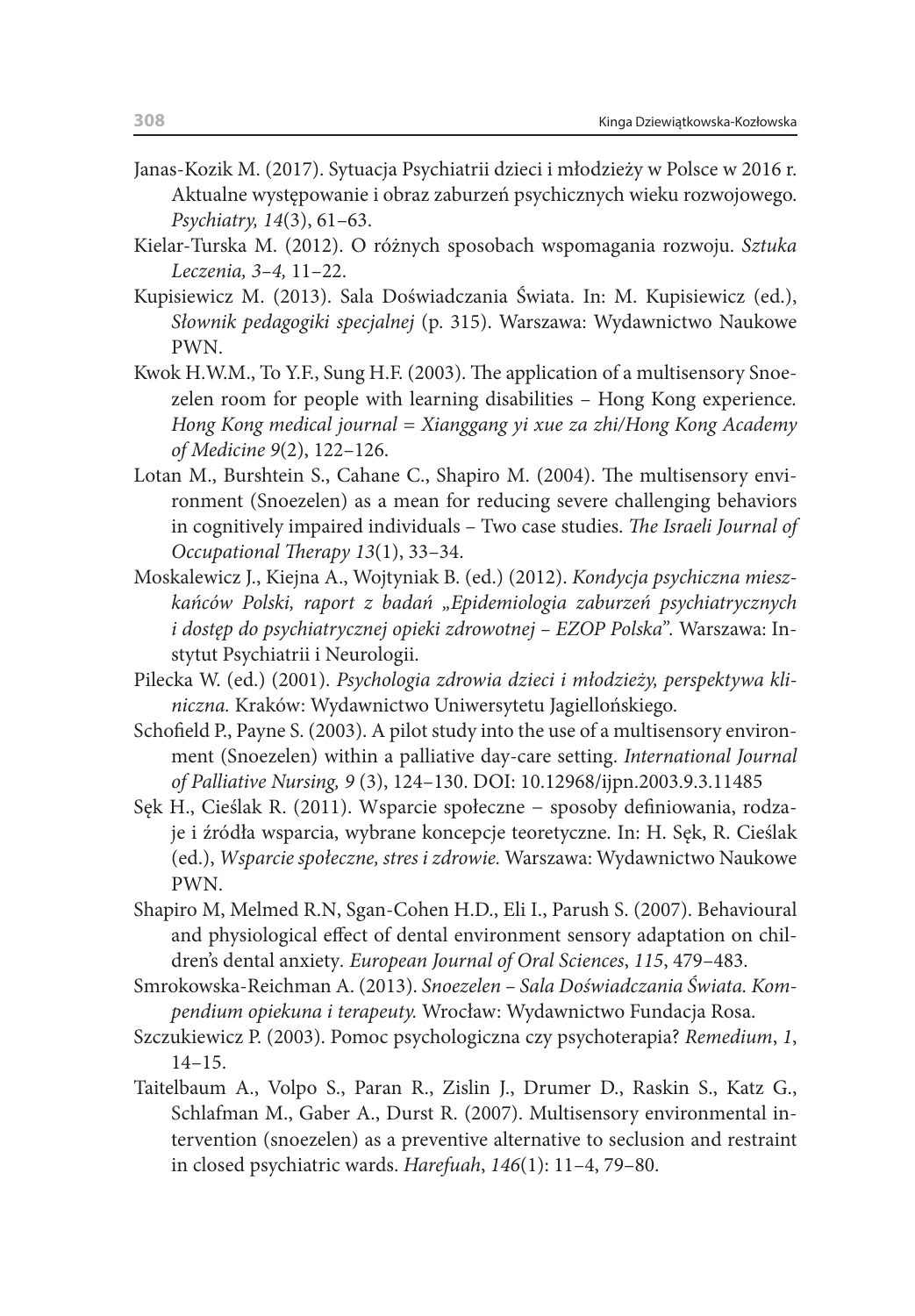Janas-Kozik M. (2017). Sytuacja Psychiatrii dzieci i młodzieży w Polsce w 2016 r. Aktualne występowanie i obraz zaburzeń psychicznych wieku rozwojowego. *Psychiatry, 14*(3), 61–63.

Kielar-Turska M. (2012). O różnych sposobach wspomagania rozwoju. *Sztuka Leczenia, 3–4,* 11–22.

Kupisiewicz M. (2013). Sala Doświadczania Świata. In: M. Kupisiewicz (ed.), *Słownik pedagogiki specjalnej* (p. 315). Warszawa: Wydawnictwo Naukowe PWN.

Kwok H.W.M., To Y.F., Sung H.F. (2003). The application of a multisensory Snoezelen room for people with learning disabilities – Hong Kong experience. *Hong Kong medical journal = Xianggang yi xue za zhi/Hong Kong Academy of Medicine 9*(2), 122–126.

Lotan M., Burshtein S., Cahane C., Shapiro M. (2004). The multisensory environment (Snoezelen) as a mean for reducing severe challenging behaviors in cognitively impaired individuals – Two case studies. *The Israeli Journal of Occupational Therapy 13*(1), 33–34.

Moskalewicz J., Kiejna A., Wojtyniak B. (ed.) (2012). *Kondycja psychiczna mieszkańców Polski, raport z badań „Epidemiologia zaburzeń psychiatrycznych i dostęp do psychiatrycznej opieki zdrowotnej – EZOP Polska".* Warszawa: Instytut Psychiatrii i Neurologii.

Pilecka W. (ed.) (2001). *Psychologia zdrowia dzieci i młodzieży, perspektywa kliniczna.* Kraków: Wydawnictwo Uniwersytetu Jagiellońskiego.

Schofield P., Payne S. (2003). A pilot study into the use of a multisensory environment (Snoezelen) within a palliative day-care setting. *International Journal of Palliative Nursing, 9* (3), 124–130. DOI: 10.12968/ijpn.2003.9.3.11485

Sęk H., Cieślak R. (2011). Wsparcie społeczne – sposoby definiowania, rodzaje i źródła wsparcia, wybrane koncepcje teoretyczne. In: H. Sęk, R. Cieślak (ed.), *Wsparcie społeczne, stres i zdrowie.* Warszawa: Wydawnictwo Naukowe PWN.

Shapiro M, Melmed R.N, Sgan-Cohen H.D., Eli I., Parush S. (2007). Behavioural and physiological effect of dental environment sensory adaptation on children's dental anxiety. *European Journal of Oral Sciences*, *115*, 479–483.

Smrokowska-Reichman A. (2013). *Snoezelen – Sala Doświadczania Świata. Kompendium opiekuna i terapeuty.* Wrocław: Wydawnictwo Fundacja Rosa.

Szczukiewicz P. (2003). Pomoc psychologiczna czy psychoterapia? *Remedium*, *1*, 14–15.

Taitelbaum A., Volpo S., Paran R., Zislin J., Drumer D., Raskin S., Katz G., Schlafman M., Gaber A., Durst R. (2007). Multisensory environmental intervention (snoezelen) as a preventive alternative to seclusion and restraint in closed psychiatric wards. *Harefuah*, *146*(1): 11–4, 79–80.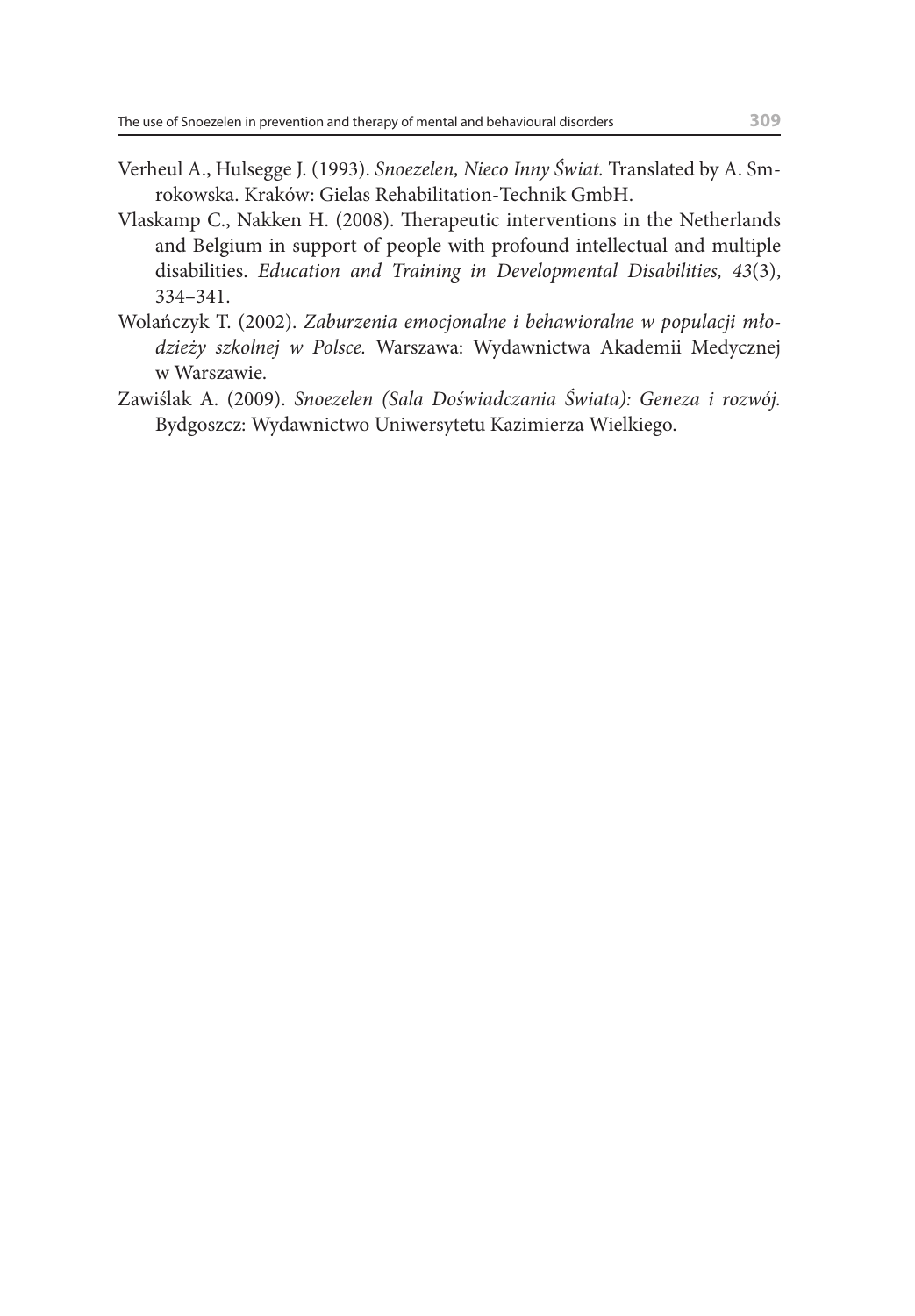Verheul A., Hulsegge J. (1993). *Snoezelen, Nieco Inny Świat.* Translated by A. Smrokowska. Kraków: Gielas Rehabilitation-Technik GmbH.

Vlaskamp C., Nakken H. (2008). Therapeutic interventions in the Netherlands and Belgium in support of people with profound intellectual and multiple disabilities. *Education and Training in Developmental Disabilities, 43*(3), 334–341.

Wolańczyk T. (2002). *Zaburzenia emocjonalne i behawioralne w populacji młodzieży szkolnej w Polsce.* Warszawa: Wydawnictwa Akademii Medycznej w Warszawie.

Zawiślak A. (2009). *Snoezelen (Sala Doświadczania Świata): Geneza i rozwój.* Bydgoszcz: Wydawnictwo Uniwersytetu Kazimierza Wielkiego.